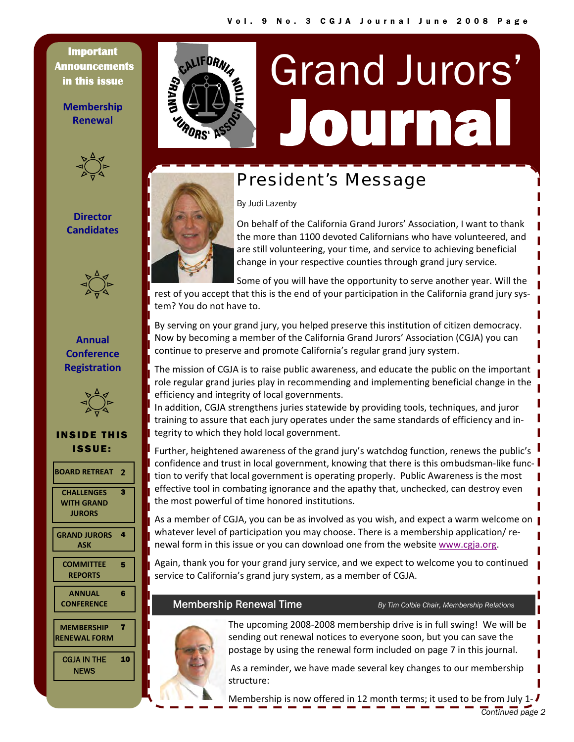# Grand Jurors' Journal

**Important Announcements in this issue**

**Membership Renewal**

**Director Candidates**

**Annual Conference Registration**

**INSIDE THIS ISSUE:**

| | |
|---|---|
| BOARD RETREAT | 2 |
| CHALLENGES WITH GRAND JURORS | 3 |
| GRAND JURORS ASK | 4 |
| COMMITTEE REPORTS | 5 |
| ANNUAL CONFERENCE | 6 |
| MEMBERSHIP RENEWAL FORM | 7 |
| CGJA IN THE NEWS | 10 |

## President's Message

By Judi Lazenby

On behalf of the California Grand Jurors' Association, I want to thank the more than 1100 devoted Californians who have volunteered, and are still volunteering, your time, and service to achieving beneficial change in your respective counties through grand jury service.

Some of you will have the opportunity to serve another year. Will the rest of you accept that this is the end of your participation in the California grand jury system? You do not have to.

By serving on your grand jury, you helped preserve this institution of citizen democracy. Now by becoming a member of the California Grand Jurors' Association (CGJA) you can continue to preserve and promote California's regular grand jury system.

The mission of CGJA is to raise public awareness, and educate the public on the important role regular grand juries play in recommending and implementing beneficial change in the efficiency and integrity of local governments.

In addition, CGJA strengthens juries statewide by providing tools, techniques, and juror training to assure that each jury operates under the same standards of efficiency and integrity to which they hold local government.

Further, heightened awareness of the grand jury's watchdog function, renews the public's confidence and trust in local government, knowing that there is this ombudsman-like function to verify that local government is operating properly. Public Awareness is the most effective tool in combating ignorance and the apathy that, unchecked, can destroy even the most powerful of time honored institutions.

As a member of CGJA, you can be as involved as you wish, and expect a warm welcome on whatever level of participation you may choose. There is a membership application/ renewal form in this issue or you can download one from the website www.cgja.org.

Again, thank you for your grand jury service, and we expect to welcome you to continued service to California's grand jury system, as a member of CGJA.

## Membership Renewal Time

*By Tim Colbie Chair, Membership Relations*

The upcoming 2008-2008 membership drive is in full swing! We will be sending out renewal notices to everyone soon, but you can save the postage by using the renewal form included on page 7 in this journal.

As a reminder, we have made several key changes to our membership structure:

Membership is now offered in 12 month terms; it used to be from July 1-

*Continued page 2*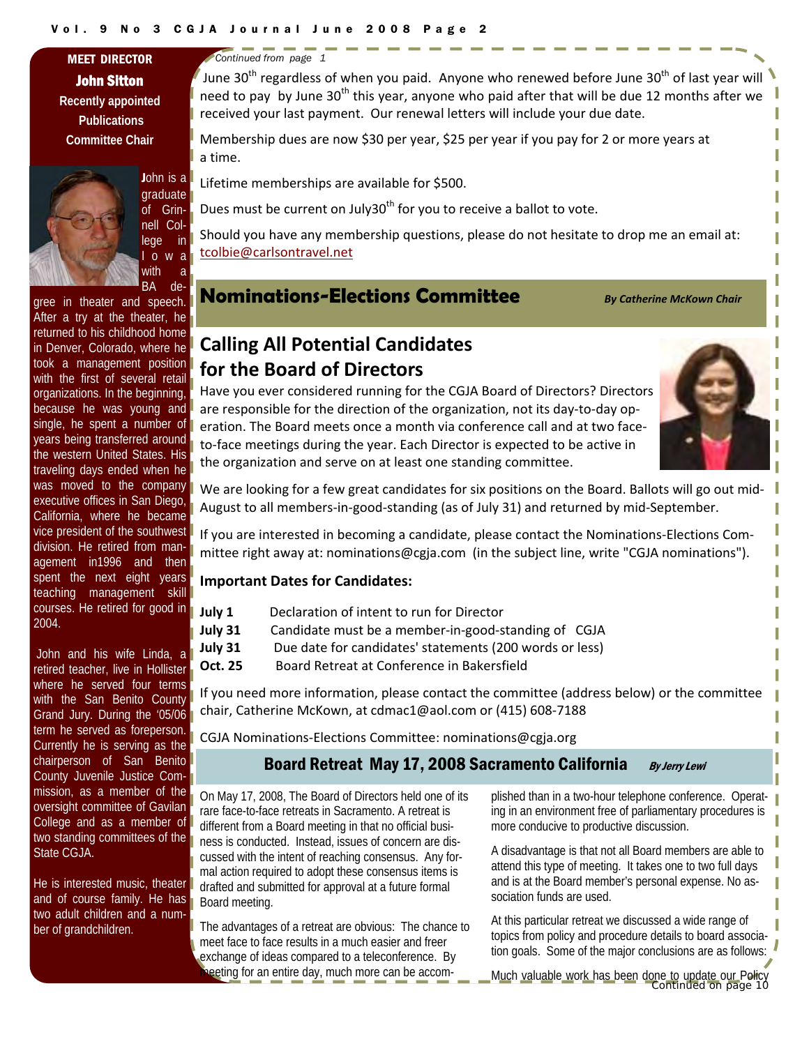## MEET DIRECTOR

### John Sitton

**Recently appointed Publications Committee Chair**

John is a graduate of Grinnell College in Iowa with a BA degree in theater and speech. After a try at the theater, he returned to his childhood home in Denver, Colorado, where he took a management position with the first of several retail organizations. In the beginning, because he was young and single, he spent a number of years being transferred around the western United States. His traveling days ended when he was moved to the company executive offices in San Diego, California, where he became vice president of the southwest division. He retired from management in1996 and then spent the next eight years teaching management skill courses. He retired for good in 2004.

John and his wife Linda, a retired teacher, live in Hollister where he served four terms with the San Benito County Grand Jury. During the '05/06 term he served as foreperson. Currently he is serving as the chairperson of San Benito County Juvenile Justice Commission, as a member of the oversight committee of Gavilan College and as a member of two standing committees of the State CGJA.

He is interested music, theater and of course family. He has two adult children and a number of grandchildren.

*Continued from page 1*

June 30th regardless of when you paid. Anyone who renewed before June 30th of last year will need to pay by June 30th this year, anyone who paid after that will be due 12 months after we received your last payment. Our renewal letters will include your due date.

Membership dues are now $30 per year, $25 per year if you pay for 2 or more years at a time.

Lifetime memberships are available for $500.

Dues must be current on July30th for you to receive a ballot to vote.

Should you have any membership questions, please do not hesitate to drop me an email at: tcolbie@carlsontravel.net

## Nominations-Elections Committee

***By Catherine McKown Chair***

### Calling All Potential Candidates for the Board of Directors

Have you ever considered running for the CGJA Board of Directors? Directors are responsible for the direction of the organization, not its day-to-day operation. The Board meets once a month via conference call and at two face-to-face meetings during the year. Each Director is expected to be active in the organization and serve on at least one standing committee.

We are looking for a few great candidates for six positions on the Board. Ballots will go out mid-August to all members-in-good-standing (as of July 31) and returned by mid-September.

If you are interested in becoming a candidate, please contact the Nominations-Elections Committee right away at: nominations@cgja.com (in the subject line, write "CGJA nominations").

**Important Dates for Candidates:**

| | |
|---|---|
| **July 1** | Declaration of intent to run for Director |
| **July 31** | Candidate must be a member-in-good-standing of CGJA |
| **July 31** | Due date for candidates' statements (200 words or less) |
| **Oct. 25** | Board Retreat at Conference in Bakersfield |

If you need more information, please contact the committee (address below) or the committee chair, Catherine McKown, at cdmac1@aol.com or (415) 608-7188

CGJA Nominations-Elections Committee: nominations@cgja.org

## Board Retreat May 17, 2008 Sacramento California

***By Jerry Lewi***

On May 17, 2008, The Board of Directors held one of its rare face-to-face retreats in Sacramento. A retreat is different from a Board meeting in that no official business is conducted. Instead, issues of concern are discussed with the intent of reaching consensus. Any formal action required to adopt these consensus items is drafted and submitted for approval at a future formal Board meeting.

The advantages of a retreat are obvious: The chance to meet face to face results in a much easier and freer exchange of ideas compared to a teleconference. By meeting for an entire day, much more can be accomplished than in a two-hour telephone conference. Operating in an environment free of parliamentary procedures is more conducive to productive discussion.

A disadvantage is that not all Board members are able to attend this type of meeting. It takes one to two full days and is at the Board member's personal expense. No association funds are used.

At this particular retreat we discussed a wide range of topics from policy and procedure details to board association goals. Some of the major conclusions are as follows:

Much valuable work has been done to update our Policy

*Continued on page 10*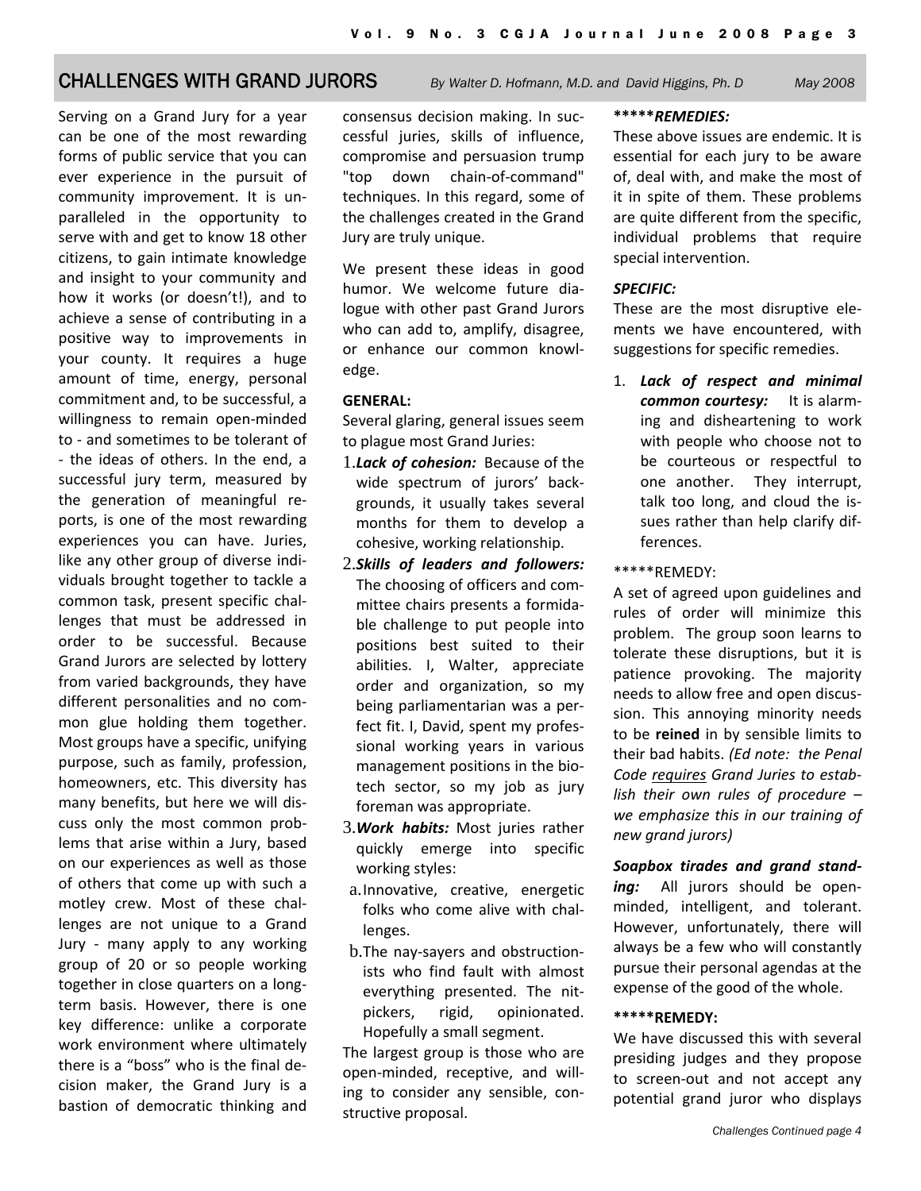## CHALLENGES WITH GRAND JURORS

*By Walter D. Hofmann, M.D. and David Higgins, Ph. D* *May 2008*

Serving on a Grand Jury for a year can be one of the most rewarding forms of public service that you can ever experience in the pursuit of community improvement. It is unparalleled in the opportunity to serve with and get to know 18 other citizens, to gain intimate knowledge and insight to your community and how it works (or doesn't!), and to achieve a sense of contributing in a positive way to improvements in your county. It requires a huge amount of time, energy, personal commitment and, to be successful, a willingness to remain open-minded to - and sometimes to be tolerant of - the ideas of others. In the end, a successful jury term, measured by the generation of meaningful reports, is one of the most rewarding experiences you can have. Juries, like any other group of diverse individuals brought together to tackle a common task, present specific challenges that must be addressed in order to be successful. Because Grand Jurors are selected by lottery from varied backgrounds, they have different personalities and no common glue holding them together. Most groups have a specific, unifying purpose, such as family, profession, homeowners, etc. This diversity has many benefits, but here we will discuss only the most common problems that arise within a Jury, based on our experiences as well as those of others that come up with such a motley crew. Most of these challenges are not unique to a Grand Jury - many apply to any working group of 20 or so people working together in close quarters on a long-term basis. However, there is one key difference: unlike a corporate work environment where ultimately there is a "boss" who is the final decision maker, the Grand Jury is a bastion of democratic thinking and consensus decision making. In successful juries, skills of influence, compromise and persuasion trump "top down chain-of-command" techniques. In this regard, some of the challenges created in the Grand Jury are truly unique.

We present these ideas in good humor. We welcome future dialogue with other past Grand Jurors who can add to, amplify, disagree, or enhance our common knowledge.

**GENERAL:**

Several glaring, general issues seem to plague most Grand Juries:

1. ***Lack of cohesion:*** Because of the wide spectrum of jurors' backgrounds, it usually takes several months for them to develop a cohesive, working relationship.
2. ***Skills of leaders and followers:*** The choosing of officers and committee chairs presents a formidable challenge to put people into positions best suited to their abilities. I, Walter, appreciate order and organization, so my being parliamentarian was a perfect fit. I, David, spent my professional working years in various management positions in the biotech sector, so my job as jury foreman was appropriate.
3. ***Work habits:*** Most juries rather quickly emerge into specific working styles:
   a. Innovative, creative, energetic folks who come alive with challenges.
   b. The nay-sayers and obstructionists who find fault with almost everything presented. The nitpickers, rigid, opinionated. Hopefully a small segment.

The largest group is those who are open-minded, receptive, and willing to consider any sensible, constructive proposal.

**\*\*\*\*\****REMEDIES:***

These above issues are endemic. It is essential for each jury to be aware of, deal with, and make the most of it in spite of them. These problems are quite different from the specific, individual problems that require special intervention.

***SPECIFIC:***

These are the most disruptive elements we have encountered, with suggestions for specific remedies.

1. ***Lack of respect and minimal common courtesy:*** It is alarming and disheartening to work with people who choose not to be courteous or respectful to one another. They interrupt, talk too long, and cloud the issues rather than help clarify differences.

\*\*\*\*\*REMEDY:

A set of agreed upon guidelines and rules of order will minimize this problem. The group soon learns to tolerate these disruptions, but it is patience provoking. The majority needs to allow free and open discussion. This annoying minority needs to be **reined** in by sensible limits to their bad habits. *(Ed note: the Penal Code requires Grand Juries to establish their own rules of procedure – we emphasize this in our training of new grand jurors)*

***Soapbox tirades and grand standing:*** All jurors should be open-minded, intelligent, and tolerant. However, unfortunately, there will always be a few who will constantly pursue their personal agendas at the expense of the good of the whole.

**\*\*\*\*\*REMEDY:**

We have discussed this with several presiding judges and they propose to screen-out and not accept any potential grand juror who displays

*Challenges Continued page 4*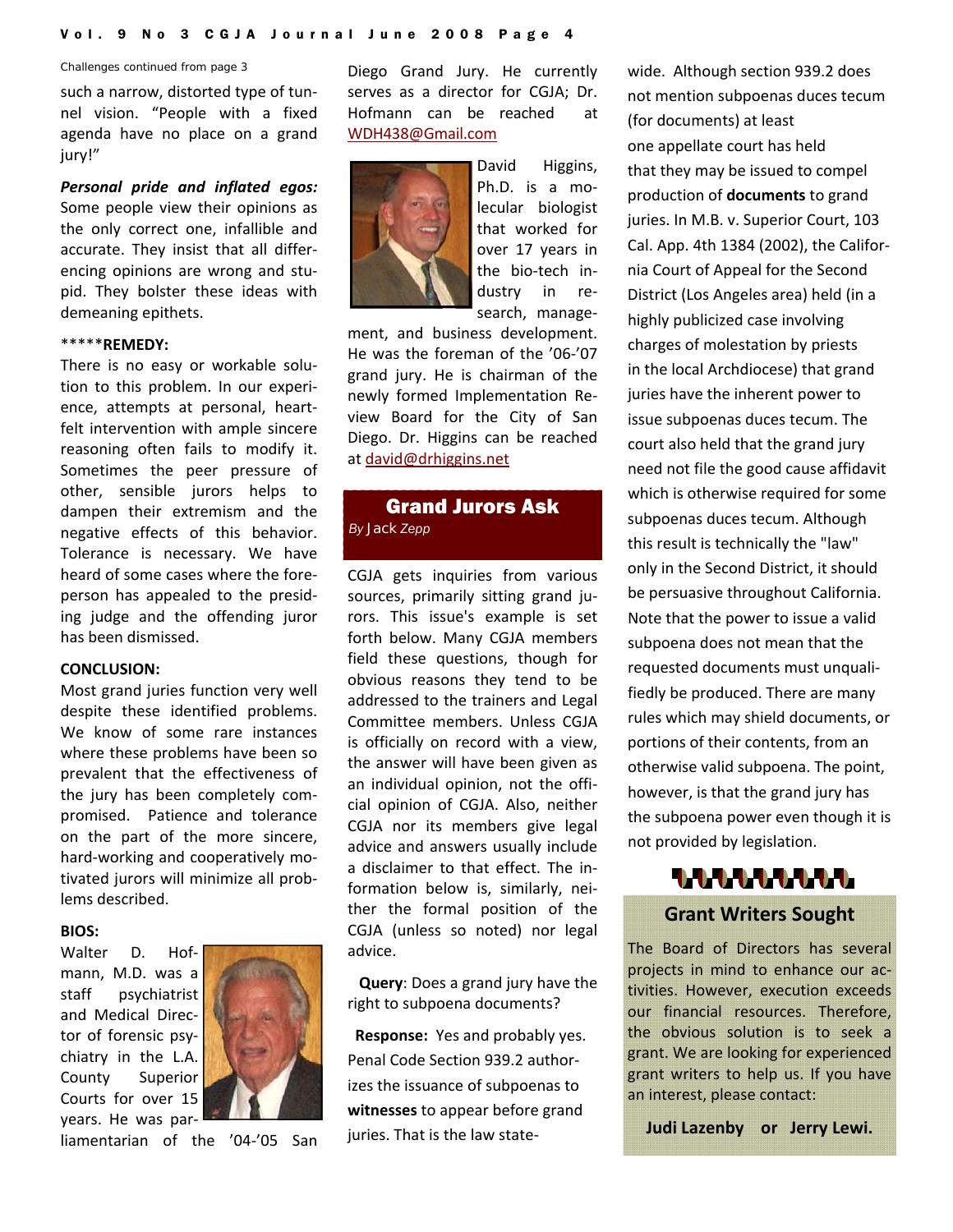Challenges continued from page 3

such a narrow, distorted type of tunnel vision. “People with a fixed agenda have no place on a grand jury!”

***Personal pride and inflated egos:*** Some people view their opinions as the only correct one, infallible and accurate. They insist that all differencing opinions are wrong and stupid. They bolster these ideas with demeaning epithets.

*****REMEDY:**

There is no easy or workable solution to this problem. In our experience, attempts at personal, heartfelt intervention with ample sincere reasoning often fails to modify it. Sometimes the peer pressure of other, sensible jurors helps to dampen their extremism and the negative effects of this behavior. Tolerance is necessary. We have heard of some cases where the foreperson has appealed to the presiding judge and the offending juror has been dismissed.

**CONCLUSION:**

Most grand juries function very well despite these identified problems. We know of some rare instances where these problems have been so prevalent that the effectiveness of the jury has been completely compromised. Patience and tolerance on the part of the more sincere, hard-working and cooperatively motivated jurors will minimize all problems described.

**BIOS:**

Walter D. Hofmann, M.D. was a staff psychiatrist and Medical Director of forensic psychiatry in the L.A. County Superior Courts for over 15 years. He was parliamentarian of the ’04-’05 San Diego Grand Jury. He currently serves as a director for CGJA; Dr. Hofmann can be reached at WDH438@Gmail.com

David Higgins, Ph.D. is a molecular biologist that worked for over 17 years in the bio-tech industry in research, management, and business development. He was the foreman of the ’06-’07 grand jury. He is chairman of the newly formed Implementation Review Board for the City of San Diego. Dr. Higgins can be reached at david@drhiggins.net

## Grand Jurors Ask

*By* Jack *Zepp*

CGJA gets inquiries from various sources, primarily sitting grand jurors. This issue's example is set forth below. Many CGJA members field these questions, though for obvious reasons they tend to be addressed to the trainers and Legal Committee members. Unless CGJA is officially on record with a view, the answer will have been given as an individual opinion, not the official opinion of CGJA. Also, neither CGJA nor its members give legal advice and answers usually include a disclaimer to that effect. The information below is, similarly, neither the formal position of the CGJA (unless so noted) nor legal advice.

**Query**: Does a grand jury have the right to subpoena documents?

**Response:** Yes and probably yes. Penal Code Section 939.2 authorizes the issuance of subpoenas to **witnesses** to appear before grand juries. That is the law statewide. Although section 939.2 does not mention subpoenas duces tecum (for documents) at least one appellate court has held that they may be issued to compel production of **documents** to grand juries. In M.B. v. Superior Court, 103 Cal. App. 4th 1384 (2002), the California Court of Appeal for the Second District (Los Angeles area) held (in a highly publicized case involving charges of molestation by priests in the local Archdiocese) that grand juries have the inherent power to issue subpoenas duces tecum. The court also held that the grand jury need not file the good cause affidavit which is otherwise required for some subpoenas duces tecum. Although this result is technically the "law" only in the Second District, it should be persuasive throughout California. Note that the power to issue a valid subpoena does not mean that the requested documents must unqualifiedly be produced. There are many rules which may shield documents, or portions of their contents, from an otherwise valid subpoena. The point, however, is that the grand jury has the subpoena power even though it is not provided by legislation.

## Grant Writers Sought

The Board of Directors has several projects in mind to enhance our activities. However, execution exceeds our financial resources. Therefore, the obvious solution is to seek a grant. We are looking for experienced grant writers to help us. If you have an interest, please contact:

**Judi Lazenby or Jerry Lewi.**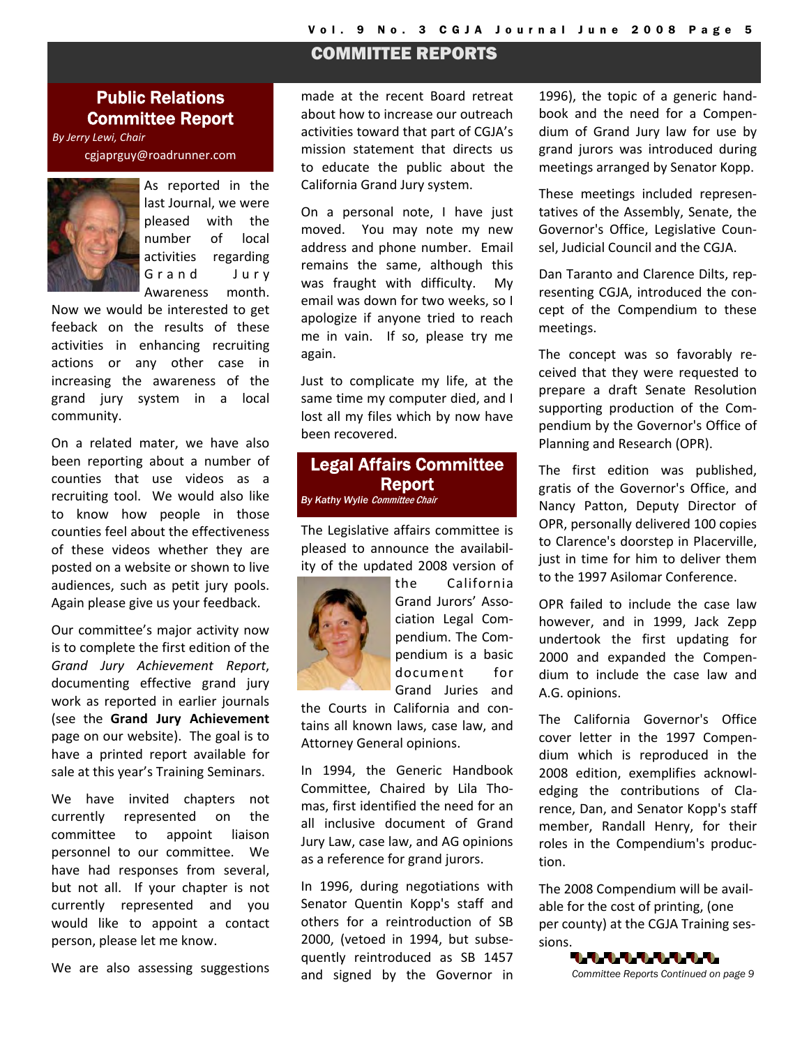# COMMITTEE REPORTS

## Public Relations Committee Report

*By Jerry Lewi, Chair*

cgjaprguy@roadrunner.com

As reported in the last Journal, we were pleased with the number of local activities regarding Grand Jury Awareness month. Now we would be interested to get feeback on the results of these activities in enhancing recruiting actions or any other case in increasing the awareness of the grand jury system in a local community.

On a related mater, we have also been reporting about a number of counties that use videos as a recruiting tool. We would also like to know how people in those counties feel about the effectiveness of these videos whether they are posted on a website or shown to live audiences, such as petit jury pools. Again please give us your feedback.

Our committee's major activity now is to complete the first edition of the *Grand Jury Achievement Report*, documenting effective grand jury work as reported in earlier journals (see the **Grand Jury Achievement** page on our website). The goal is to have a printed report available for sale at this year's Training Seminars.

We have invited chapters not currently represented on the committee to appoint liaison personnel to our committee. We have had responses from several, but not all. If your chapter is not currently represented and you would like to appoint a contact person, please let me know.

We are also assessing suggestions made at the recent Board retreat about how to increase our outreach activities toward that part of CGJA's mission statement that directs us to educate the public about the California Grand Jury system.

On a personal note, I have just moved. You may note my new address and phone number. Email remains the same, although this was fraught with difficulty. My email was down for two weeks, so I apologize if anyone tried to reach me in vain. If so, please try me again.

Just to complicate my life, at the same time my computer died, and I lost all my files which by now have been recovered.

## Legal Affairs Committee Report

*By Kathy Wylie Committee Chair*

The Legislative affairs committee is pleased to announce the availability of the updated 2008 version of the California Grand Jurors' Association Legal Compendium. The Compendium is a basic document for Grand Juries and the Courts in California and contains all known laws, case law, and Attorney General opinions.

In 1994, the Generic Handbook Committee, Chaired by Lila Thomas, first identified the need for an all inclusive document of Grand Jury Law, case law, and AG opinions as a reference for grand jurors.

In 1996, during negotiations with Senator Quentin Kopp's staff and others for a reintroduction of SB 2000, (vetoed in 1994, but subsequently reintroduced as SB 1457 and signed by the Governor in 1996), the topic of a generic handbook and the need for a Compendium of Grand Jury law for use by grand jurors was introduced during meetings arranged by Senator Kopp.

These meetings included representatives of the Assembly, Senate, the Governor's Office, Legislative Counsel, Judicial Council and the CGJA.

Dan Taranto and Clarence Dilts, representing CGJA, introduced the concept of the Compendium to these meetings.

The concept was so favorably received that they were requested to prepare a draft Senate Resolution supporting production of the Compendium by the Governor's Office of Planning and Research (OPR).

The first edition was published, gratis of the Governor's Office, and Nancy Patton, Deputy Director of OPR, personally delivered 100 copies to Clarence's doorstep in Placerville, just in time for him to deliver them to the 1997 Asilomar Conference.

OPR failed to include the case law however, and in 1999, Jack Zepp undertook the first updating for 2000 and expanded the Compendium to include the case law and A.G. opinions.

The California Governor's Office cover letter in the 1997 Compendium which is reproduced in the 2008 edition, exemplifies acknowledging the contributions of Clarence, Dan, and Senator Kopp's staff member, Randall Henry, for their roles in the Compendium's production.

The 2008 Compendium will be available for the cost of printing, (one per county) at the CGJA Training sessions.

*Committee Reports Continued on page 9*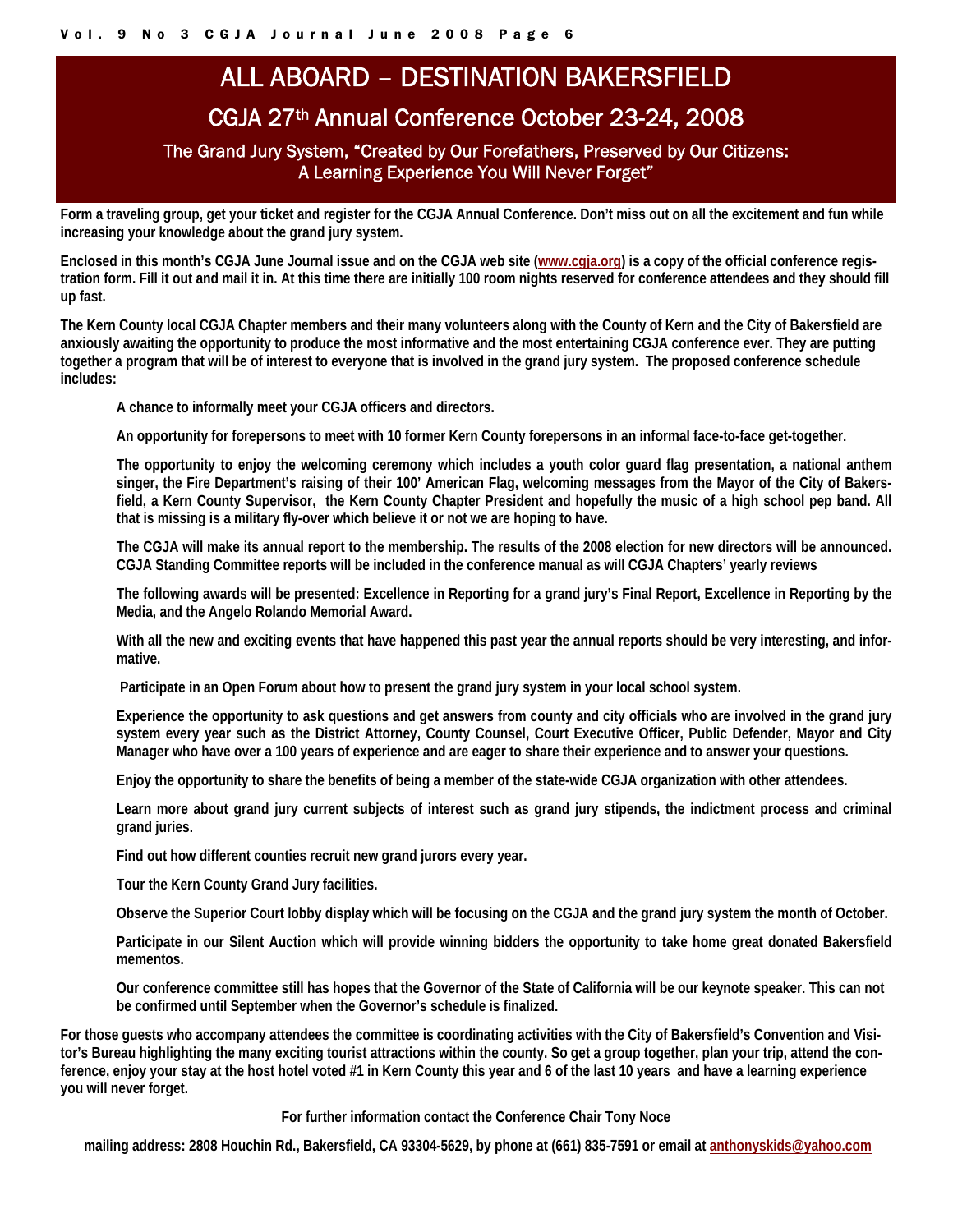# ALL ABOARD – DESTINATION BAKERSFIELD

## CGJA 27th Annual Conference October 23-24, 2008

### The Grand Jury System, "Created by Our Forefathers, Preserved by Our Citizens: A Learning Experience You Will Never Forget"

**Form a traveling group, get your ticket and register for the CGJA Annual Conference. Don't miss out on all the excitement and fun while increasing your knowledge about the grand jury system.**

**Enclosed in this month's CGJA June Journal issue and on the CGJA web site (www.cgja.org) is a copy of the official conference registration form. Fill it out and mail it in. At this time there are initially 100 room nights reserved for conference attendees and they should fill up fast.**

**The Kern County local CGJA Chapter members and their many volunteers along with the County of Kern and the City of Bakersfield are anxiously awaiting the opportunity to produce the most informative and the most entertaining CGJA conference ever. They are putting together a program that will be of interest to everyone that is involved in the grand jury system. The proposed conference schedule includes:**

**A chance to informally meet your CGJA officers and directors.**

**An opportunity for forepersons to meet with 10 former Kern County forepersons in an informal face-to-face get-together.**

**The opportunity to enjoy the welcoming ceremony which includes a youth color guard flag presentation, a national anthem singer, the Fire Department's raising of their 100' American Flag, welcoming messages from the Mayor of the City of Bakersfield, a Kern County Supervisor, the Kern County Chapter President and hopefully the music of a high school pep band. All that is missing is a military fly-over which believe it or not we are hoping to have.**

**The CGJA will make its annual report to the membership. The results of the 2008 election for new directors will be announced. CGJA Standing Committee reports will be included in the conference manual as will CGJA Chapters' yearly reviews**

**The following awards will be presented: Excellence in Reporting for a grand jury's Final Report, Excellence in Reporting by the Media, and the Angelo Rolando Memorial Award.**

**With all the new and exciting events that have happened this past year the annual reports should be very interesting, and informative.**

**Participate in an Open Forum about how to present the grand jury system in your local school system.**

**Experience the opportunity to ask questions and get answers from county and city officials who are involved in the grand jury system every year such as the District Attorney, County Counsel, Court Executive Officer, Public Defender, Mayor and City Manager who have over a 100 years of experience and are eager to share their experience and to answer your questions.**

**Enjoy the opportunity to share the benefits of being a member of the state-wide CGJA organization with other attendees.**

**Learn more about grand jury current subjects of interest such as grand jury stipends, the indictment process and criminal grand juries.**

**Find out how different counties recruit new grand jurors every year.**

**Tour the Kern County Grand Jury facilities.**

**Observe the Superior Court lobby display which will be focusing on the CGJA and the grand jury system the month of October.**

**Participate in our Silent Auction which will provide winning bidders the opportunity to take home great donated Bakersfield mementos.**

**Our conference committee still has hopes that the Governor of the State of California will be our keynote speaker. This can not be confirmed until September when the Governor's schedule is finalized.**

**For those guests who accompany attendees the committee is coordinating activities with the City of Bakersfield's Convention and Visitor's Bureau highlighting the many exciting tourist attractions within the county. So get a group together, plan your trip, attend the conference, enjoy your stay at the host hotel voted #1 in Kern County this year and 6 of the last 10 years and have a learning experience you will never forget.**

**For further information contact the Conference Chair Tony Noce**

**mailing address: 2808 Houchin Rd., Bakersfield, CA 93304-5629, by phone at (661) 835-7591 or email at anthonyskids@yahoo.com**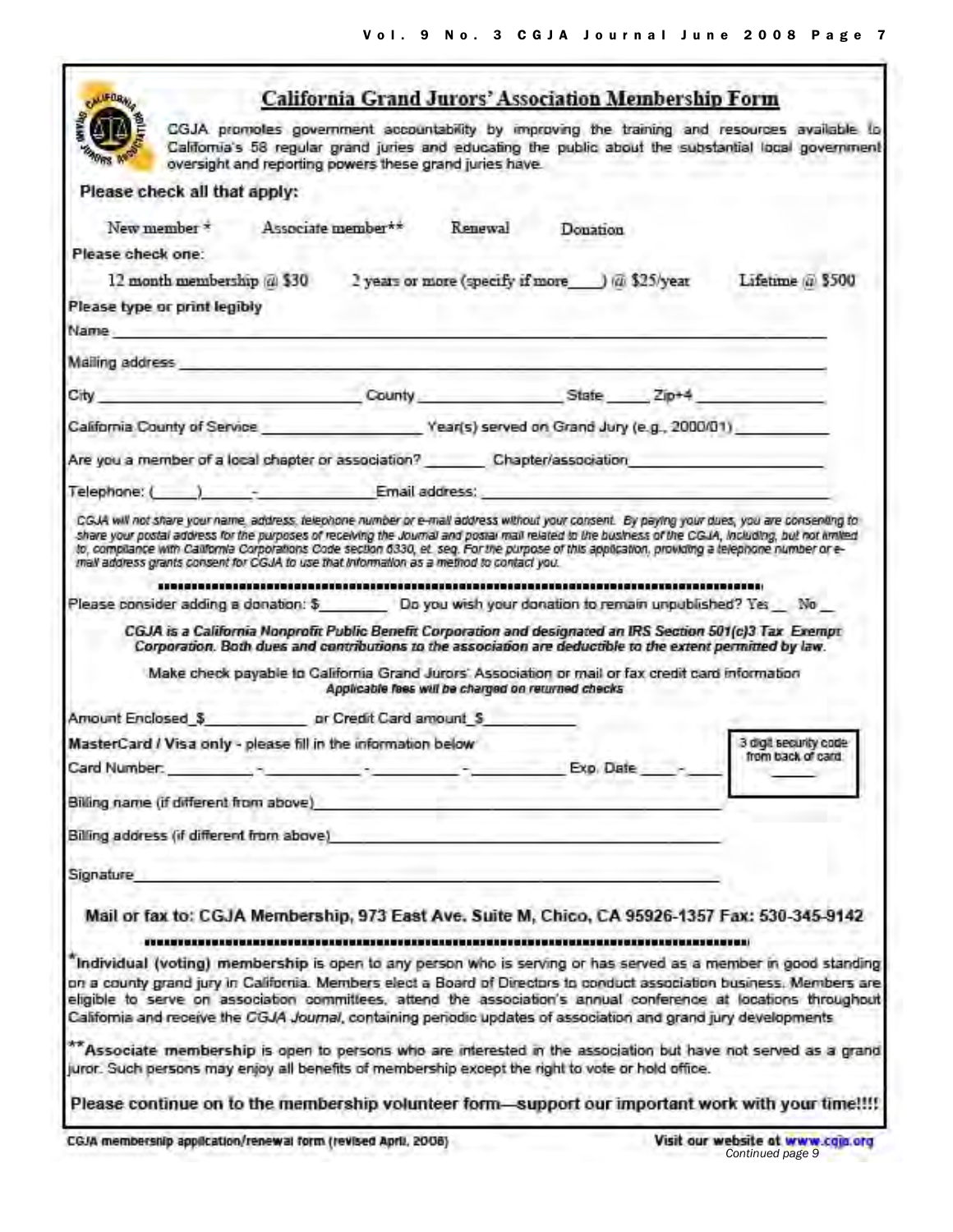## California Grand Jurors' Association Membership Form

CGJA promotes government accountability by improving the training and resources available to California's 58 regular grand juries and educating the public about the substantial local government oversight and reporting powers these grand juries have.

**Please check all that apply:**

New member * Associate member** Renewal Donation

Please check one:

12 month membership @ $30 2 years or more (specify if more____) @ $25/year Lifetime @ $500

**Please type or print legibly**

Name ______________________________________________

Mailing address ______________________________________________

City ____________________ County ______________ State _____ Zip+4 ____________

California County of Service ______________ Year(s) served on Grand Jury (e.g., 2000/01) __________

Are you a member of a local chapter or association? _______ Chapter/association ______________

Telephone: (_____)_____-__________ Email address: ______________________

*CGJA will not share your name, address, telephone number or e-mail address without your consent. By paying your dues, you are consenting to share your postal address for the purposes of receiving the Journal and postal mail related to the business of the CGJA, including, but not limited to, compliance with California Corporations Code section 6330, et. seq. For the purpose of this application, providing a telephone number or e-mail address grants consent for CGJA to use that information as a method to contact you.*

Please consider adding a donation: $________ Do you wish your donation to remain unpublished? Yes __ No __

***CGJA is a California Nonprofit Public Benefit Corporation and designated an IRS Section 501(c)3 Tax Exempt Corporation. Both dues and contributions to the association are deductible to the extent permitted by law.***

Make check payable to California Grand Jurors' Association or mail or fax credit card information

*Applicable fees will be charged on returned checks*

Amount Enclosed $__________ or Credit Card amount $__________

MasterCard / Visa only - please fill in the information below

Card Number: ________-________-________-________ Exp. Date ____-____

3 digit security code from back of card ______

Billing name (if different from above) ______________________________

Billing address (if different from above) ______________________________

Signature ______________________________

**Mail or fax to: CGJA Membership, 973 East Ave. Suite M, Chico, CA 95926-1357 Fax: 530-345-9142**

*__Individual (voting) membership__ is open to any person who is serving or has served as a member in good standing on a county grand jury in California. Members elect a Board of Directors to conduct association business. Members are eligible to serve on association committees, attend the association's annual conference at locations throughout California and receive the *CGJA Journal*, containing periodic updates of association and grand jury developments.

**__Associate membership__ is open to persons who are interested in the association but have not served as a grand juror. Such persons may enjoy all benefits of membership except the right to vote or hold office.

**Please continue on to the membership volunteer form—support our important work with your time!!!!**

CGJA membership application/renewal form (revised April, 2008)

Visit our website at www.cgja.org

*Continued page 9*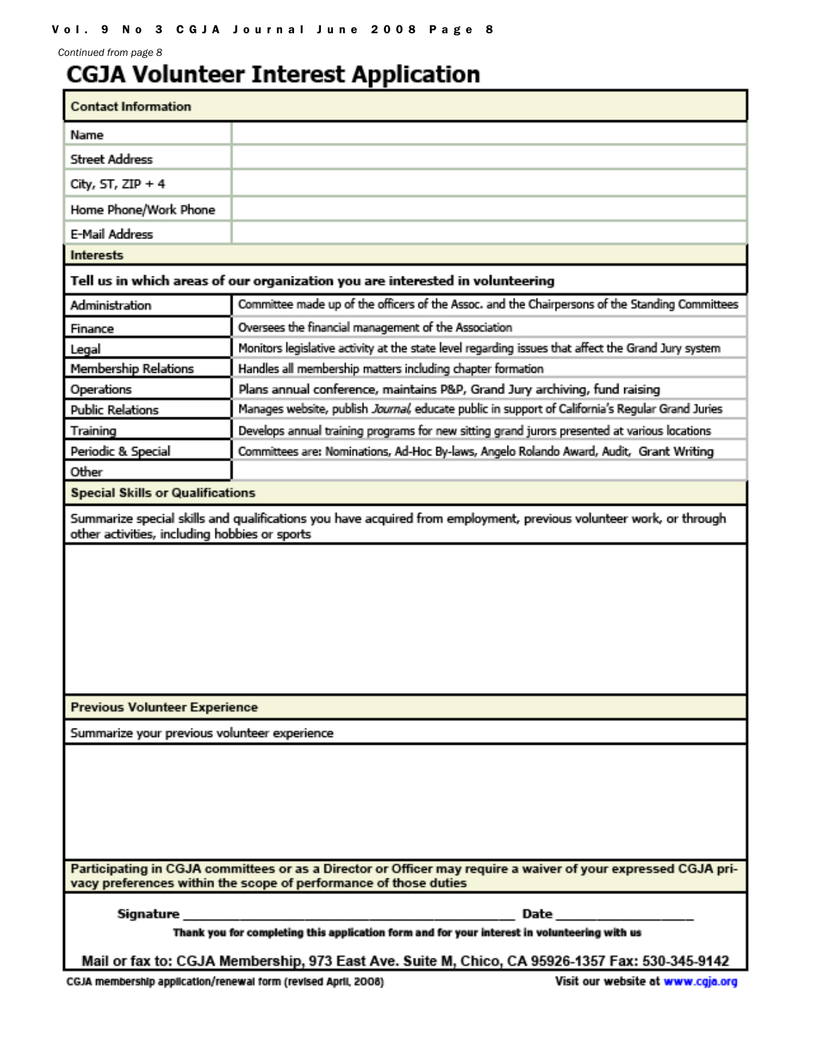*Continued from page 8*

# CGJA Volunteer Interest Application

| Contact Information | |
|---|---|
| Name | |
| Street Address | |
| City, ST, ZIP + 4 | |
| Home Phone/Work Phone | |
| E-Mail Address | |

**Interests**

**Tell us in which areas of our organization you are interested in volunteering**

| | |
|---|---|
| Administration | Committee made up of the officers of the Assoc. and the Chairpersons of the Standing Committees |
| Finance | Oversees the financial management of the Association |
| Legal | Monitors legislative activity at the state level regarding issues that affect the Grand Jury system |
| Membership Relations | Handles all membership matters including chapter formation |
| Operations | Plans annual conference, maintains P&P, Grand Jury archiving, fund raising |
| Public Relations | Manages website, publish *Journal*, educate public in support of California's Regular Grand Juries |
| Training | Develops annual training programs for new sitting grand jurors presented at various locations |
| Periodic & Special | Committees are: Nominations, Ad-Hoc By-laws, Angelo Rolando Award, Audit, Grant Writing |
| Other | |

**Special Skills or Qualifications**

Summarize special skills and qualifications you have acquired from employment, previous volunteer work, or through other activities, including hobbies or sports

**Previous Volunteer Experience**

Summarize your previous volunteer experience

**Participating in CGJA committees or as a Director or Officer may require a waiver of your expressed CGJA privacy preferences within the scope of performance of those duties**

**Signature** ____________________________ **Date** ______________

**Thank you for completing this application form and for your interest in volunteering with us**

**Mail or fax to: CGJA Membership, 973 East Ave. Suite M, Chico, CA 95926-1357 Fax: 530-345-9142**

CGJA membership application/renewal form (revised April, 2008)

Visit our website at www.cgja.org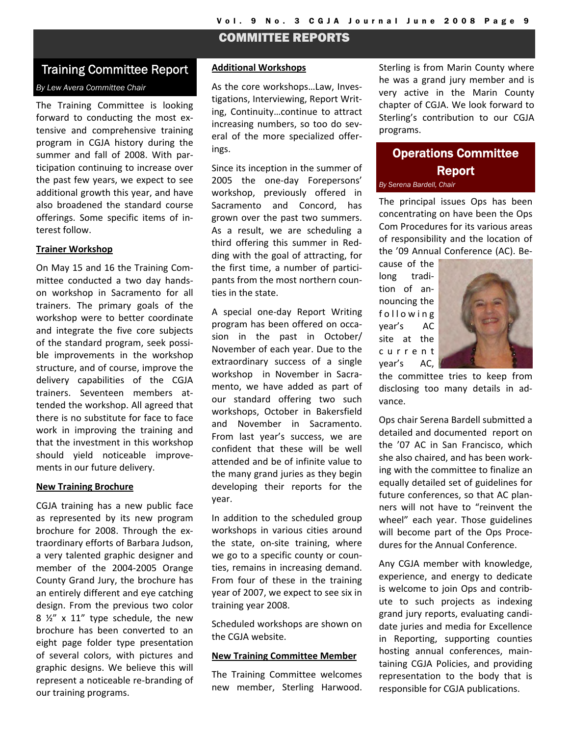# COMMITTEE REPORTS

## Training Committee Report

*By Lew Avera Committee Chair*

The Training Committee is looking forward to conducting the most extensive and comprehensive training program in CGJA history during the summer and fall of 2008. With participation continuing to increase over the past few years, we expect to see additional growth this year, and have also broadened the standard course offerings. Some specific items of interest follow.

### Trainer Workshop

On May 15 and 16 the Training Committee conducted a two day hands-on workshop in Sacramento for all trainers. The primary goals of the workshop were to better coordinate and integrate the five core subjects of the standard program, seek possible improvements in the workshop structure, and of course, improve the delivery capabilities of the CGJA trainers. Seventeen members attended the workshop. All agreed that there is no substitute for face to face work in improving the training and that the investment in this workshop should yield noticeable improvements in our future delivery.

### New Training Brochure

CGJA training has a new public face as represented by its new program brochure for 2008. Through the extraordinary efforts of Barbara Judson, a very talented graphic designer and member of the 2004-2005 Orange County Grand Jury, the brochure has an entirely different and eye catching design. From the previous two color 8 ½" x 11" type schedule, the new brochure has been converted to an eight page folder type presentation of several colors, with pictures and graphic designs. We believe this will represent a noticeable re-branding of our training programs.

### Additional Workshops

As the core workshops…Law, Investigations, Interviewing, Report Writing, Continuity…continue to attract increasing numbers, so too do several of the more specialized offerings.

Since its inception in the summer of 2005 the one-day Forepersons' workshop, previously offered in Sacramento and Concord, has grown over the past two summers. As a result, we are scheduling a third offering this summer in Redding with the goal of attracting, for the first time, a number of participants from the most northern counties in the state.

A special one-day Report Writing program has been offered on occasion in the past in October/November of each year. Due to the extraordinary success of a single workshop in November in Sacramento, we have added as part of our standard offering two such workshops, October in Bakersfield and November in Sacramento. From last year's success, we are confident that these will be well attended and be of infinite value to the many grand juries as they begin developing their reports for the year.

In addition to the scheduled group workshops in various cities around the state, on-site training, where we go to a specific county or counties, remains in increasing demand. From four of these in the training year of 2007, we expect to see six in training year 2008.

Scheduled workshops are shown on the CGJA website.

### New Training Committee Member

The Training Committee welcomes new member, Sterling Harwood. Sterling is from Marin County where he was a grand jury member and is very active in the Marin County chapter of CGJA. We look forward to Sterling's contribution to our CGJA programs.

## Operations Committee Report

*By Serena Bardell, Chair*

The principal issues Ops has been concentrating on have been the Ops Com Procedures for its various areas of responsibility and the location of the '09 Annual Conference (AC). Because of the long tradition of announcing the following year's AC site at the current year's AC, the committee tries to keep from disclosing too many details in advance.

Ops chair Serena Bardell submitted a detailed and documented report on the '07 AC in San Francisco, which she also chaired, and has been working with the committee to finalize an equally detailed set of guidelines for future conferences, so that AC planners will not have to "reinvent the wheel" each year. Those guidelines will become part of the Ops Procedures for the Annual Conference.

Any CGJA member with knowledge, experience, and energy to dedicate is welcome to join Ops and contribute to such projects as indexing grand jury reports, evaluating candidate juries and media for Excellence in Reporting, supporting counties hosting annual conferences, maintaining CGJA Policies, and providing representation to the body that is responsible for CGJA publications.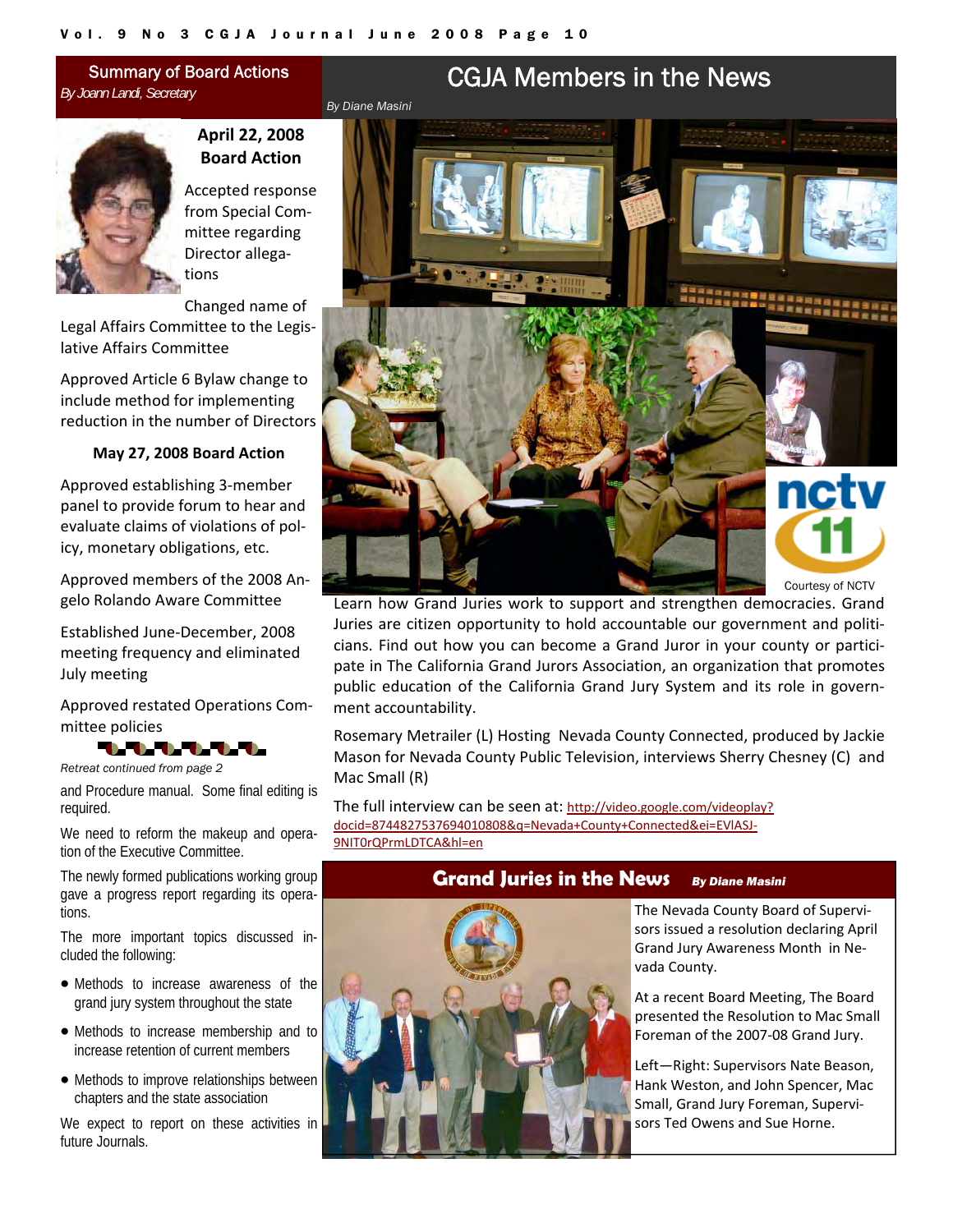## Summary of Board Actions

*By Joann Landi, Secretary*

### April 22, 2008 Board Action

Accepted response from Special Committee regarding Director allegations

Changed name of Legal Affairs Committee to the Legislative Affairs Committee

Approved Article 6 Bylaw change to include method for implementing reduction in the number of Directors

### May 27, 2008 Board Action

Approved establishing 3-member panel to provide forum to hear and evaluate claims of violations of policy, monetary obligations, etc.

Approved members of the 2008 Angelo Rolando Aware Committee

Established June-December, 2008 meeting frequency and eliminated July meeting

Approved restated Operations Committee policies

*Retreat continued from page 2*

and Procedure manual. Some final editing is required.

We need to reform the makeup and operation of the Executive Committee.

The newly formed publications working group gave a progress report regarding its operations.

The more important topics discussed included the following:

- Methods to increase awareness of the grand jury system throughout the state
- Methods to increase membership and to increase retention of current members
- Methods to improve relationships between chapters and the state association

We expect to report on these activities in future Journals.

## CGJA Members in the News

*By Diane Masini*

Courtesy of NCTV

Learn how Grand Juries work to support and strengthen democracies. Grand Juries are citizen opportunity to hold accountable our government and politicians. Find out how you can become a Grand Juror in your county or participate in The California Grand Jurors Association, an organization that promotes public education of the California Grand Jury System and its role in government accountability.

Rosemary Metrailer (L) Hosting Nevada County Connected, produced by Jackie Mason for Nevada County Public Television, interviews Sherry Chesney (C) and Mac Small (R)

The full interview can be seen at: http://video.google.com/videoplay?docid=8744827537694010808&q=Nevada+County+Connected&ei=EVlASJ-9NIT0rQPrmLDTCA&hl=en

## Grand Juries in the News

*By Diane Masini*

The Nevada County Board of Supervisors issued a resolution declaring April Grand Jury Awareness Month in Nevada County.

At a recent Board Meeting, The Board presented the Resolution to Mac Small Foreman of the 2007-08 Grand Jury.

Left—Right: Supervisors Nate Beason, Hank Weston, and John Spencer, Mac Small, Grand Jury Foreman, Supervisors Ted Owens and Sue Horne.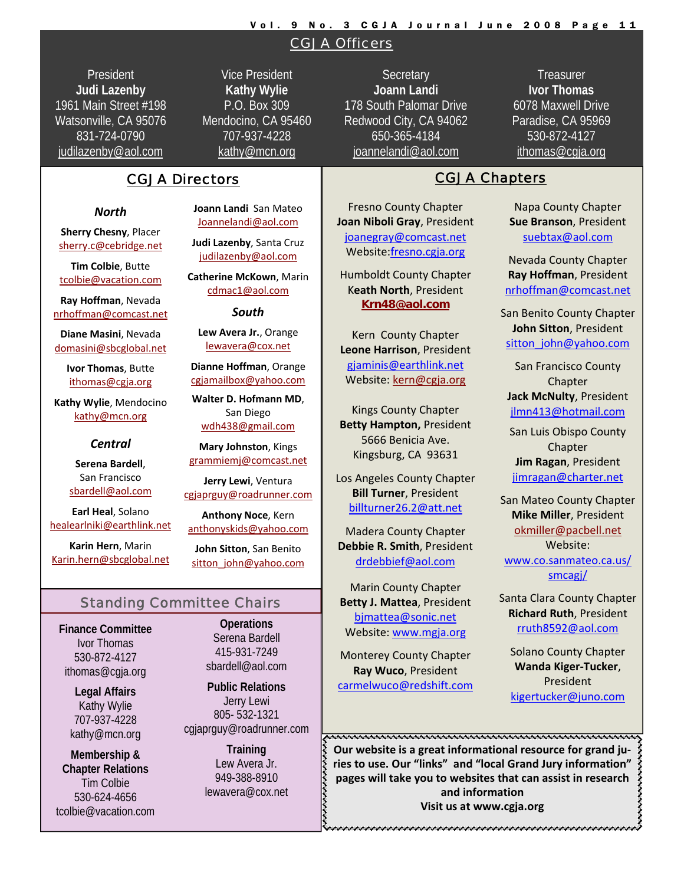## CGJA Officers

**President**
**Judi Lazenby**
1961 Main Street #198
Watsonville, CA 95076
831-724-0790
judilazenby@aol.com

**Vice President**
**Kathy Wylie**
P.O. Box 309
Mendocino, CA 95460
707-937-4228
kathy@mcn.org

**Secretary**
**Joann Landi**
178 South Palomar Drive
Redwood City, CA 94062
650-365-4184
joannelandi@aol.com

**Treasurer**
**Ivor Thomas**
6078 Maxwell Drive
Paradise, CA 95969
530-872-4127
ithomas@cgja.org

## CGJA Directors

### *North*

**Sherry Chesny**, Placer
sherry.c@cebridge.net

**Tim Colbie**, Butte
tcolbie@vacation.com

**Ray Hoffman**, Nevada
nrhoffman@comcast.net

**Diane Masini**, Nevada
domasini@sbcglobal.net

**Ivor Thomas**, Butte
ithomas@cgja.org

**Kathy Wylie**, Mendocino
kathy@mcn.org

### *Central*

**Serena Bardell**, San Francisco
sbardell@aol.com

**Earl Heal**, Solano
healearlniki@earthlink.net

**Karin Hern**, Marin
Karin.hern@sbcglobal.net

**Joann Landi** San Mateo
Joannelandi@aol.com

**Judi Lazenby**, Santa Cruz
judilazenby@aol.com

**Catherine McKown**, Marin
cdmac1@aol.com

### *South*

**Lew Avera Jr.**, Orange
lewavera@cox.net

**Dianne Hoffman**, Orange
cgjamailbox@yahoo.com

**Walter D. Hofmann MD**, San Diego
wdh438@gmail.com

**Mary Johnston**, Kings
grammiemj@comcast.net

**Jerry Lewi**, Ventura
cgjaprguy@roadrunner.com

**Anthony Noce**, Kern
anthonyskids@yahoo.com

**John Sitton**, San Benito
sitton_john@yahoo.com

## Standing Committee Chairs

**Finance Committee**
Ivor Thomas
530-872-4127
ithomas@cgja.org

**Legal Affairs**
Kathy Wylie
707-937-4228
kathy@mcn.org

**Membership & Chapter Relations**
Tim Colbie
530-624-4656
tcolbie@vacation.com

**Operations**
Serena Bardell
415-931-7249
sbardell@aol.com

**Public Relations**
Jerry Lewi
805- 532-1321
cgjaprguy@roadrunner.com

**Training**
Lew Avera Jr.
949-388-8910
lewavera@cox.net

## CGJA Chapters

Fresno County Chapter
**Joan Niboli Gray**, President
joanegray@comcast.net
Website: fresno.cgja.org

Humboldt County Chapter
**Keath North**, President
**Krn48@aol.com**

Kern County Chapter
**Leone Harrison**, President
gjaminis@earthlink.net
Website: kern@cgja.org

Kings County Chapter
**Betty Hampton,** President
5666 Benicia Ave.
Kingsburg, CA 93631

Los Angeles County Chapter
**Bill Turner**, President
billturner26.2@att.net

Madera County Chapter
**Debbie R. Smith**, President
drdebbief@aol.com

Marin County Chapter
**Betty J. Mattea**, President
bjmattea@sonic.net
Website: www.mgja.org

Monterey County Chapter
**Ray Wuco**, President
carmelwuco@redshift.com

Napa County Chapter
**Sue Branson**, President
suebtax@aol.com

Nevada County Chapter
**Ray Hoffman**, President
nrhoffman@comcast.net

San Benito County Chapter
**John Sitton**, President
sitton_john@yahoo.com

San Francisco County Chapter
**Jack McNulty**, President
jlmn413@hotmail.com

San Luis Obispo County Chapter
**Jim Ragan**, President
jimragan@charter.net

San Mateo County Chapter
**Mike Miller**, President
okmiller@pacbell.net
Website:
www.co.sanmateo.ca.us/smcagj/

Santa Clara County Chapter
**Richard Ruth**, President
rruth8592@aol.com

Solano County Chapter
**Wanda Kiger-Tucker**, President
kigertucker@juno.com

**Our website is a great informational resource for grand juries to use. Our "links" and "local Grand Jury information" pages will take you to websites that can assist in research and information**
**Visit us at www.cgja.org**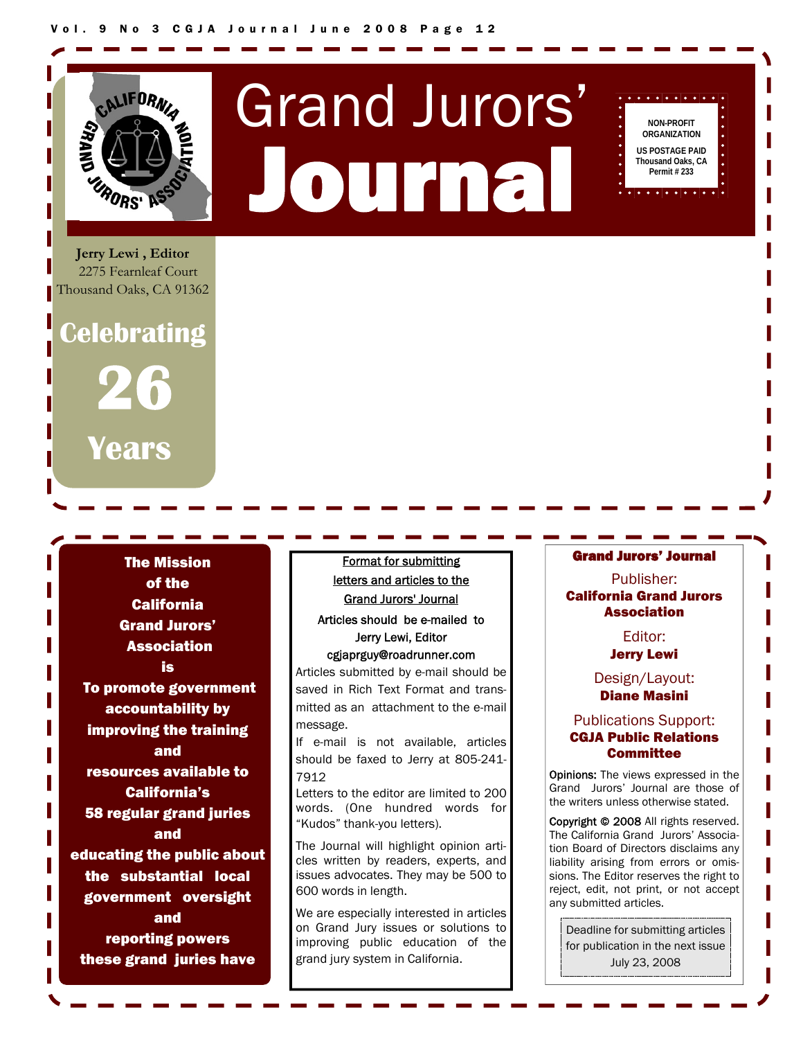# Grand Jurors' Journal

NON-PROFIT ORGANIZATION

US POSTAGE PAID
Thousand Oaks, CA
Permit # 233

**Jerry Lewi , Editor**
2275 Fearnleaf Court
Thousand Oaks, CA 91362

**Celebrating 26 Years**

**The Mission of the California Grand Jurors' Association is To promote government accountability by improving the training and resources available to California's 58 regular grand juries and educating the public about the substantial local government oversight and reporting powers these grand juries have**

### Format for submitting letters and articles to the Grand Jurors' Journal

Articles should be e-mailed to Jerry Lewi, Editor
cgjaprguy@roadrunner.com

Articles submitted by e-mail should be saved in Rich Text Format and transmitted as an attachment to the e-mail message.

If e-mail is not available, articles should be faxed to Jerry at 805-241-7912

Letters to the editor are limited to 200 words. (One hundred words for "Kudos" thank-you letters).

The Journal will highlight opinion articles written by readers, experts, and issues advocates. They may be 500 to 600 words in length.

We are especially interested in articles on Grand Jury issues or solutions to improving public education of the grand jury system in California.

### Grand Jurors' Journal

Publisher:
**California Grand Jurors Association**

Editor:
**Jerry Lewi**

Design/Layout:
**Diane Masini**

Publications Support:
**CGJA Public Relations Committee**

**Opinions:** The views expressed in the Grand Jurors' Journal are those of the writers unless otherwise stated.

**Copyright © 2008** All rights reserved. The California Grand Jurors' Association Board of Directors disclaims any liability arising from errors or omissions. The Editor reserves the right to reject, edit, not print, or not accept any submitted articles.

Deadline for submitting articles for publication in the next issue July 23, 2008